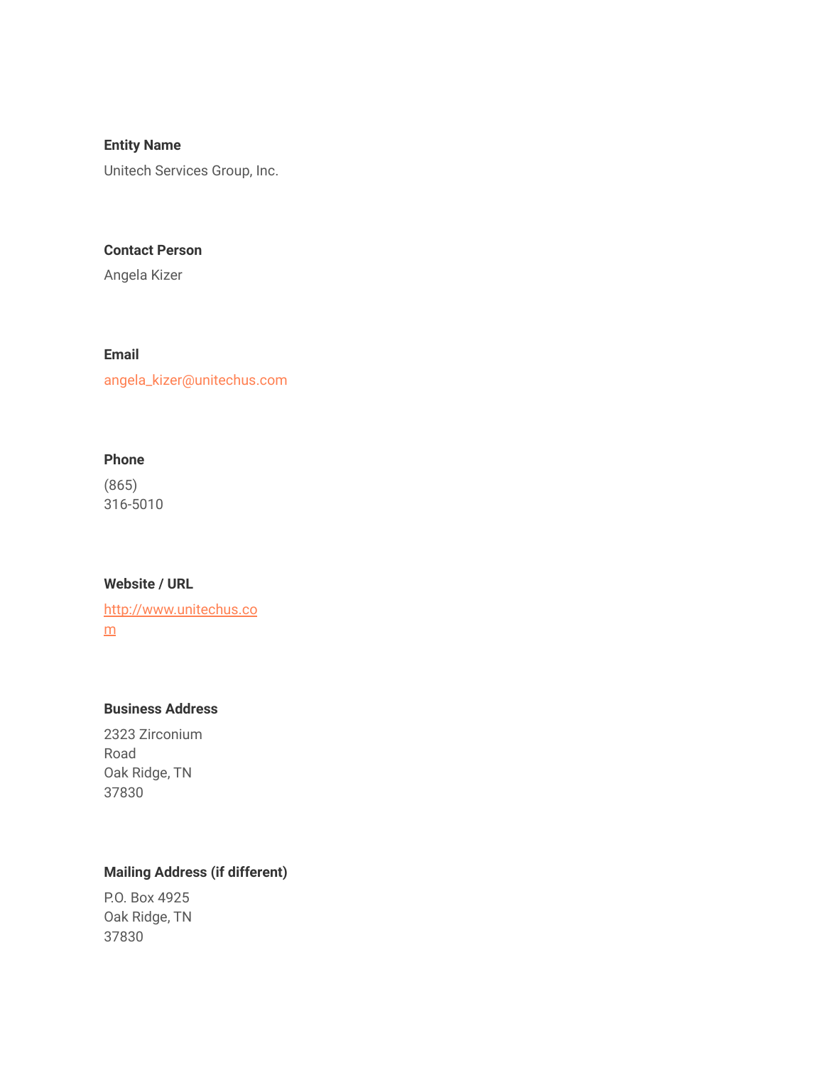**Entity Name**

Unitech Services Group, Inc.

**Contact Person**

Angela Kizer

**Email**

angela_kizer@unitechus.com

**Phone**

(865) 316-5010

**Website / URL**

http://www.unitechus.com

**Business Address**

2323 Zirconium Road
Oak Ridge, TN 37830

**Mailing Address (if different)**

P.O. Box 4925
Oak Ridge, TN 37830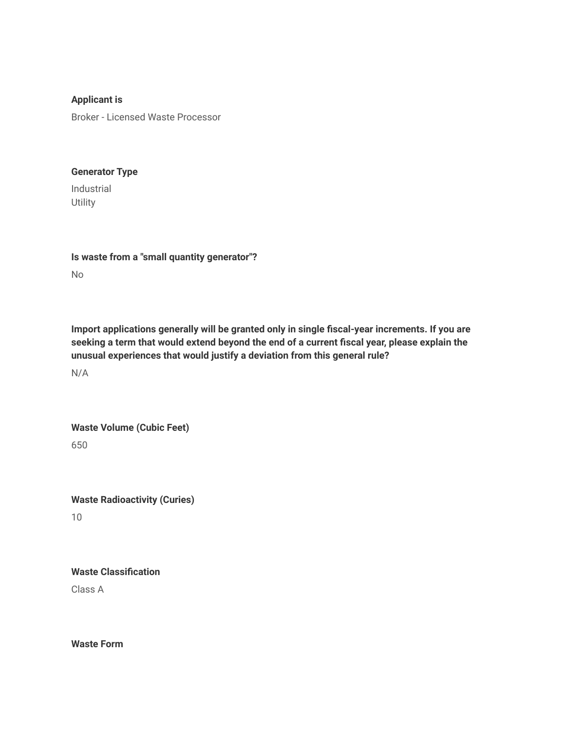**Applicant is**

Broker - Licensed Waste Processor

**Generator Type**

Industrial
Utility

**Is waste from a "small quantity generator"?**

No

**Import applications generally will be granted only in single fiscal-year increments. If you are seeking a term that would extend beyond the end of a current fiscal year, please explain the unusual experiences that would justify a deviation from this general rule?**

N/A

**Waste Volume (Cubic Feet)**

650

**Waste Radioactivity (Curies)**

10

**Waste Classification**

Class A

**Waste Form**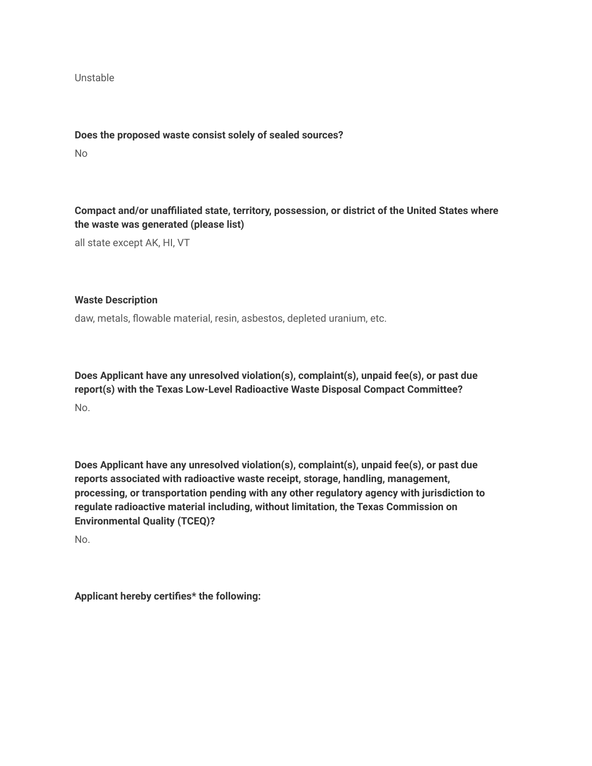Unstable

**Does the proposed waste consist solely of sealed sources?**

No

**Compact and/or unaffiliated state, territory, possession, or district of the United States where the waste was generated (please list)**

all state except AK, HI, VT

**Waste Description**

daw, metals, flowable material, resin, asbestos, depleted uranium, etc.

**Does Applicant have any unresolved violation(s), complaint(s), unpaid fee(s), or past due report(s) with the Texas Low-Level Radioactive Waste Disposal Compact Committee?**

No.

**Does Applicant have any unresolved violation(s), complaint(s), unpaid fee(s), or past due reports associated with radioactive waste receipt, storage, handling, management, processing, or transportation pending with any other regulatory agency with jurisdiction to regulate radioactive material including, without limitation, the Texas Commission on Environmental Quality (TCEQ)?**

No.

**Applicant hereby certifies* the following:**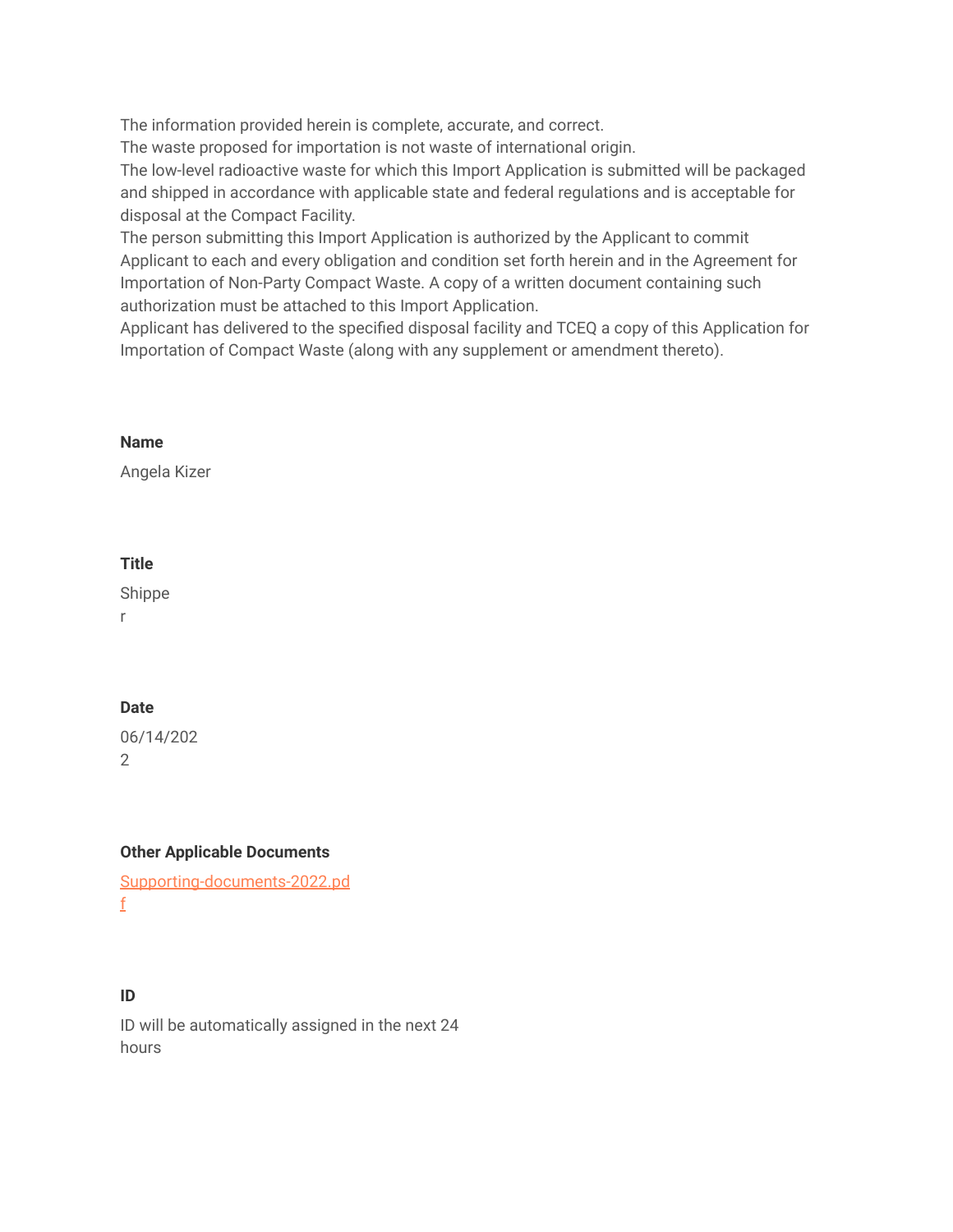The information provided herein is complete, accurate, and correct.
The waste proposed for importation is not waste of international origin.
The low-level radioactive waste for which this Import Application is submitted will be packaged and shipped in accordance with applicable state and federal regulations and is acceptable for disposal at the Compact Facility.
The person submitting this Import Application is authorized by the Applicant to commit Applicant to each and every obligation and condition set forth herein and in the Agreement for Importation of Non-Party Compact Waste. A copy of a written document containing such authorization must be attached to this Import Application.
Applicant has delivered to the specified disposal facility and TCEQ a copy of this Application for Importation of Compact Waste (along with any supplement or amendment thereto).

**Name**

Angela Kizer

**Title**

Shipper

**Date**

06/14/2022

**Other Applicable Documents**

Supporting-documents-2022.pdf

**ID**

ID will be automatically assigned in the next 24 hours